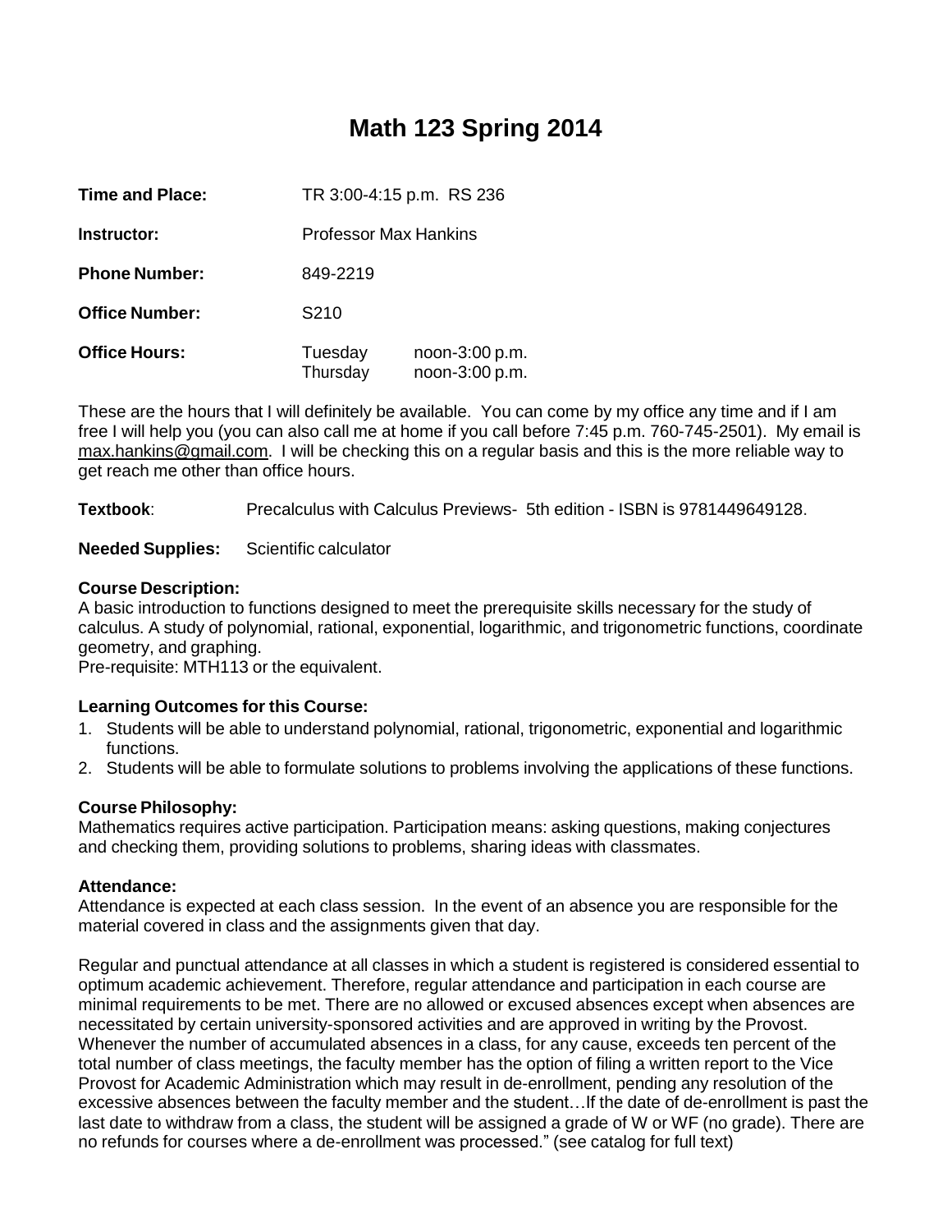# Math 123 Spring 2014

| | | |
|---|---|---|
| **Time and Place:** | TR 3:00-4:15 p.m. RS 236 | |
| **Instructor:** | Professor Max Hankins | |
| **Phone Number:** | 849-2219 | |
| **Office Number:** | S210 | |
| **Office Hours:** | Tuesday | noon-3:00 p.m. |
| | Thursday | noon-3:00 p.m. |

These are the hours that I will definitely be available. You can come by my office any time and if I am free I will help you (you can also call me at home if you call before 7:45 p.m. 760-745-2501). My email is max.hankins@gmail.com. I will be checking this on a regular basis and this is the more reliable way to get reach me other than office hours.

**Textbook**: Precalculus with Calculus Previews- 5th edition - ISBN is 9781449649128.

**Needed Supplies:** Scientific calculator

**Course Description:**
A basic introduction to functions designed to meet the prerequisite skills necessary for the study of calculus. A study of polynomial, rational, exponential, logarithmic, and trigonometric functions, coordinate geometry, and graphing.
Pre-requisite: MTH113 or the equivalent.

**Learning Outcomes for this Course:**

1. Students will be able to understand polynomial, rational, trigonometric, exponential and logarithmic functions.
2. Students will be able to formulate solutions to problems involving the applications of these functions.

**Course Philosophy:**
Mathematics requires active participation. Participation means: asking questions, making conjectures and checking them, providing solutions to problems, sharing ideas with classmates.

**Attendance:**
Attendance is expected at each class session. In the event of an absence you are responsible for the material covered in class and the assignments given that day.

Regular and punctual attendance at all classes in which a student is registered is considered essential to optimum academic achievement. Therefore, regular attendance and participation in each course are minimal requirements to be met. There are no allowed or excused absences except when absences are necessitated by certain university-sponsored activities and are approved in writing by the Provost. Whenever the number of accumulated absences in a class, for any cause, exceeds ten percent of the total number of class meetings, the faculty member has the option of filing a written report to the Vice Provost for Academic Administration which may result in de-enrollment, pending any resolution of the excessive absences between the faculty member and the student…If the date of de-enrollment is past the last date to withdraw from a class, the student will be assigned a grade of W or WF (no grade). There are no refunds for courses where a de-enrollment was processed." (see catalog for full text)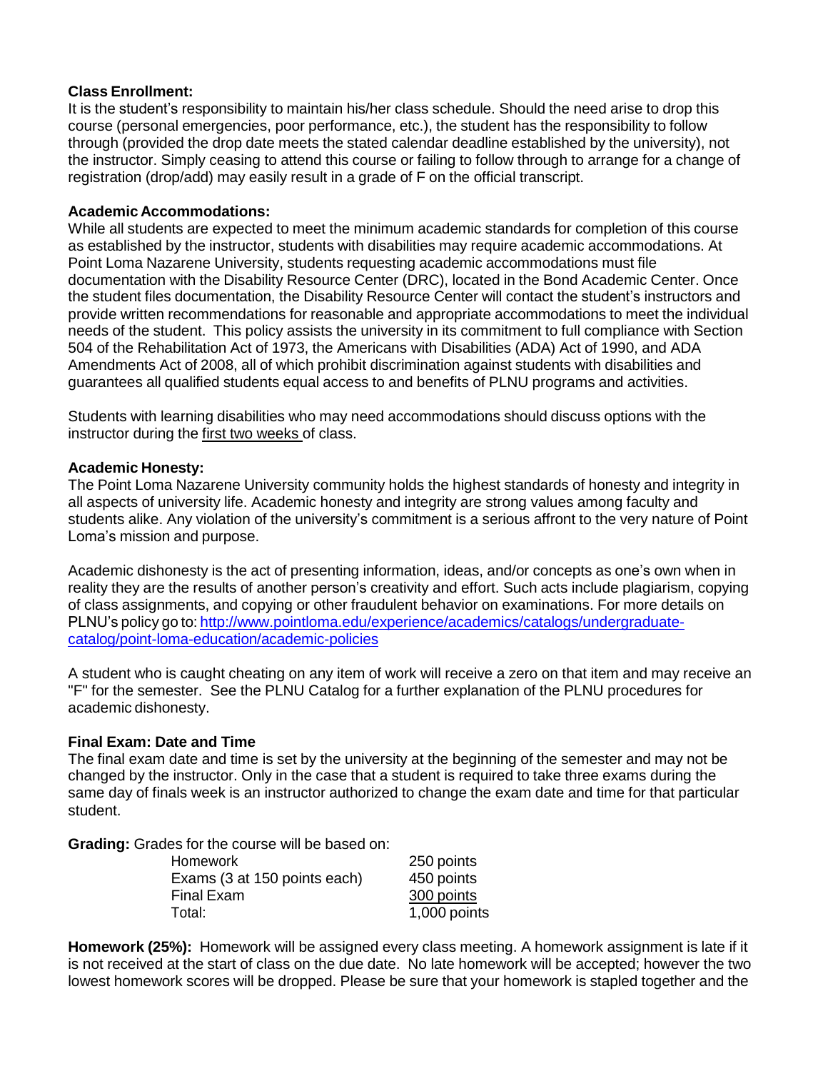**Class Enrollment:**
It is the student's responsibility to maintain his/her class schedule. Should the need arise to drop this course (personal emergencies, poor performance, etc.), the student has the responsibility to follow through (provided the drop date meets the stated calendar deadline established by the university), not the instructor. Simply ceasing to attend this course or failing to follow through to arrange for a change of registration (drop/add) may easily result in a grade of F on the official transcript.

**Academic Accommodations:**
While all students are expected to meet the minimum academic standards for completion of this course as established by the instructor, students with disabilities may require academic accommodations. At Point Loma Nazarene University, students requesting academic accommodations must file documentation with the Disability Resource Center (DRC), located in the Bond Academic Center. Once the student files documentation, the Disability Resource Center will contact the student's instructors and provide written recommendations for reasonable and appropriate accommodations to meet the individual needs of the student. This policy assists the university in its commitment to full compliance with Section 504 of the Rehabilitation Act of 1973, the Americans with Disabilities (ADA) Act of 1990, and ADA Amendments Act of 2008, all of which prohibit discrimination against students with disabilities and guarantees all qualified students equal access to and benefits of PLNU programs and activities.

Students with learning disabilities who may need accommodations should discuss options with the instructor during the first two weeks of class.

**Academic Honesty:**
The Point Loma Nazarene University community holds the highest standards of honesty and integrity in all aspects of university life. Academic honesty and integrity are strong values among faculty and students alike. Any violation of the university's commitment is a serious affront to the very nature of Point Loma's mission and purpose.

Academic dishonesty is the act of presenting information, ideas, and/or concepts as one's own when in reality they are the results of another person's creativity and effort. Such acts include plagiarism, copying of class assignments, and copying or other fraudulent behavior on examinations. For more details on PLNU's policy go to: [http://www.pointloma.edu/experience/academics/catalogs/undergraduate-catalog/point-loma-education/academic-policies](http://www.pointloma.edu/experience/academics/catalogs/undergraduate-catalog/point-loma-education/academic-policies)

A student who is caught cheating on any item of work will receive a zero on that item and may receive an "F" for the semester. See the PLNU Catalog for a further explanation of the PLNU procedures for academic dishonesty.

**Final Exam: Date and Time**
The final exam date and time is set by the university at the beginning of the semester and may not be changed by the instructor. Only in the case that a student is required to take three exams during the same day of finals week is an instructor authorized to change the exam date and time for that particular student.

**Grading:** Grades for the course will be based on:

| | |
|---|---|
| Homework | 250 points |
| Exams (3 at 150 points each) | 450 points |
| Final Exam | 300 points |
| Total: | 1,000 points |

**Homework (25%):** Homework will be assigned every class meeting. A homework assignment is late if it is not received at the start of class on the due date. No late homework will be accepted; however the two lowest homework scores will be dropped. Please be sure that your homework is stapled together and the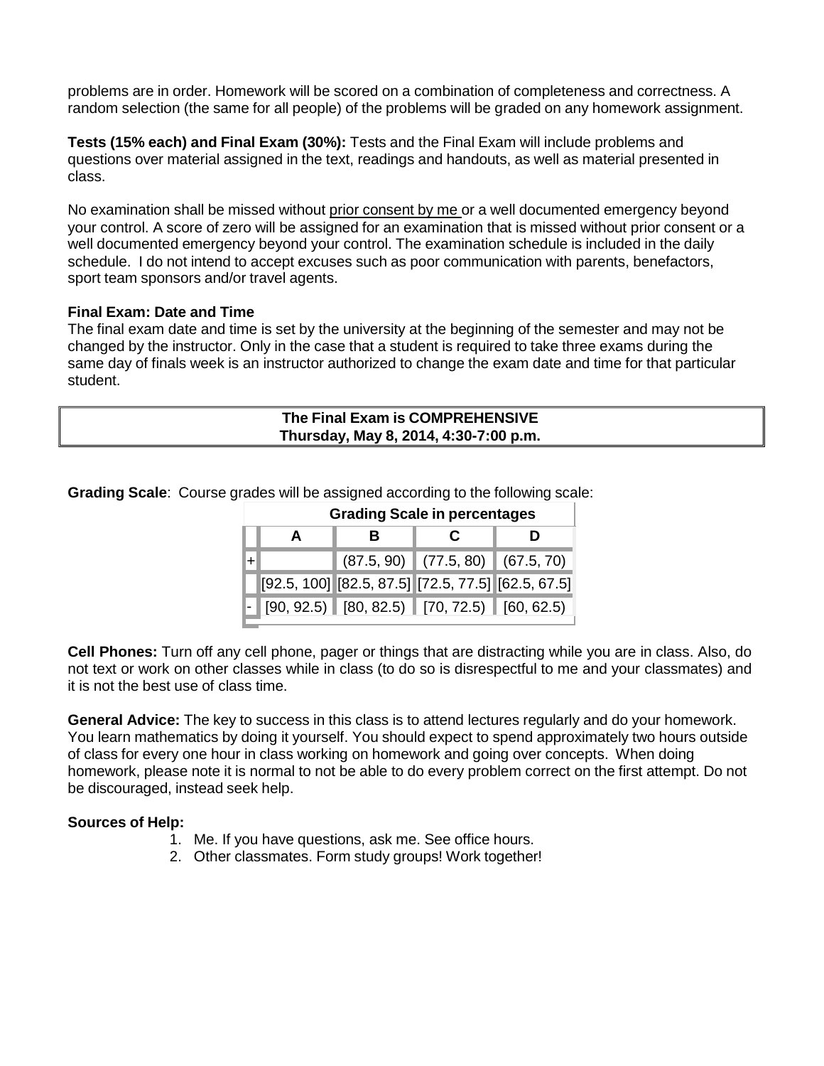problems are in order. Homework will be scored on a combination of completeness and correctness. A random selection (the same for all people) of the problems will be graded on any homework assignment.

**Tests (15% each) and Final Exam (30%):** Tests and the Final Exam will include problems and questions over material assigned in the text, readings and handouts, as well as material presented in class.

No examination shall be missed without prior consent by me or a well documented emergency beyond your control. A score of zero will be assigned for an examination that is missed without prior consent or a well documented emergency beyond your control. The examination schedule is included in the daily schedule. I do not intend to accept excuses such as poor communication with parents, benefactors, sport team sponsors and/or travel agents.

**Final Exam: Date and Time**

The final exam date and time is set by the university at the beginning of the semester and may not be changed by the instructor. Only in the case that a student is required to take three exams during the same day of finals week is an instructor authorized to change the exam date and time for that particular student.

**The Final Exam is COMPREHENSIVE**
**Thursday, May 8, 2014, 4:30-7:00 p.m.**

**Grading Scale**: Course grades will be assigned according to the following scale:

| Grading Scale in percentages | | | | |
|---|---|---|---|---|
| | **A** | **B** | **C** | **D** |
| + | | (87.5, 90) | (77.5, 80) | (67.5, 70) |
| | [92.5, 100] | [82.5, 87.5] | [72.5, 77.5] | [62.5, 67.5] |
| - | [90, 92.5) | [80, 82.5) | [70, 72.5) | [60, 62.5) |

**Cell Phones:** Turn off any cell phone, pager or things that are distracting while you are in class. Also, do not text or work on other classes while in class (to do so is disrespectful to me and your classmates) and it is not the best use of class time.

**General Advice:** The key to success in this class is to attend lectures regularly and do your homework. You learn mathematics by doing it yourself. You should expect to spend approximately two hours outside of class for every one hour in class working on homework and going over concepts. When doing homework, please note it is normal to not be able to do every problem correct on the first attempt. Do not be discouraged, instead seek help.

**Sources of Help:**

1. Me. If you have questions, ask me. See office hours.
2. Other classmates. Form study groups! Work together!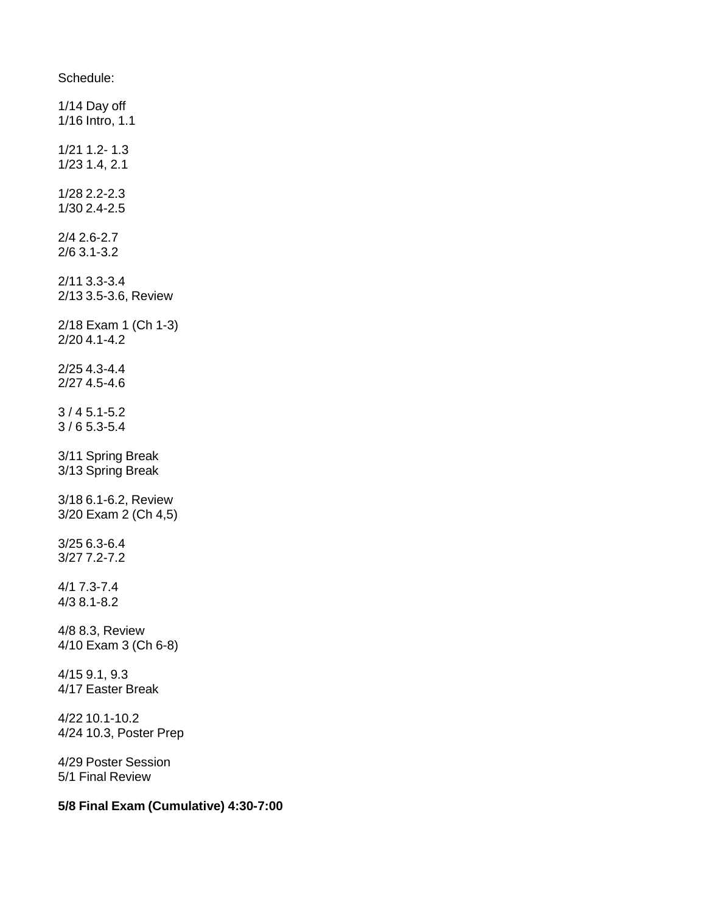Schedule:

1/14 Day off
1/16 Intro, 1.1

1/21 1.2- 1.3
1/23 1.4, 2.1

1/28 2.2-2.3
1/30 2.4-2.5

2/4 2.6-2.7
2/6 3.1-3.2

2/11 3.3-3.4
2/13 3.5-3.6, Review

2/18 Exam 1 (Ch 1-3)
2/20 4.1-4.2

2/25 4.3-4.4
2/27 4.5-4.6

3 / 4 5.1-5.2
3 / 6 5.3-5.4

3/11 Spring Break
3/13 Spring Break

3/18 6.1-6.2, Review
3/20 Exam 2 (Ch 4,5)

3/25 6.3-6.4
3/27 7.2-7.2

4/1 7.3-7.4
4/3 8.1-8.2

4/8 8.3, Review
4/10 Exam 3 (Ch 6-8)

4/15 9.1, 9.3
4/17 Easter Break

4/22 10.1-10.2
4/24 10.3, Poster Prep

4/29 Poster Session
5/1 Final Review

**5/8 Final Exam (Cumulative) 4:30-7:00**